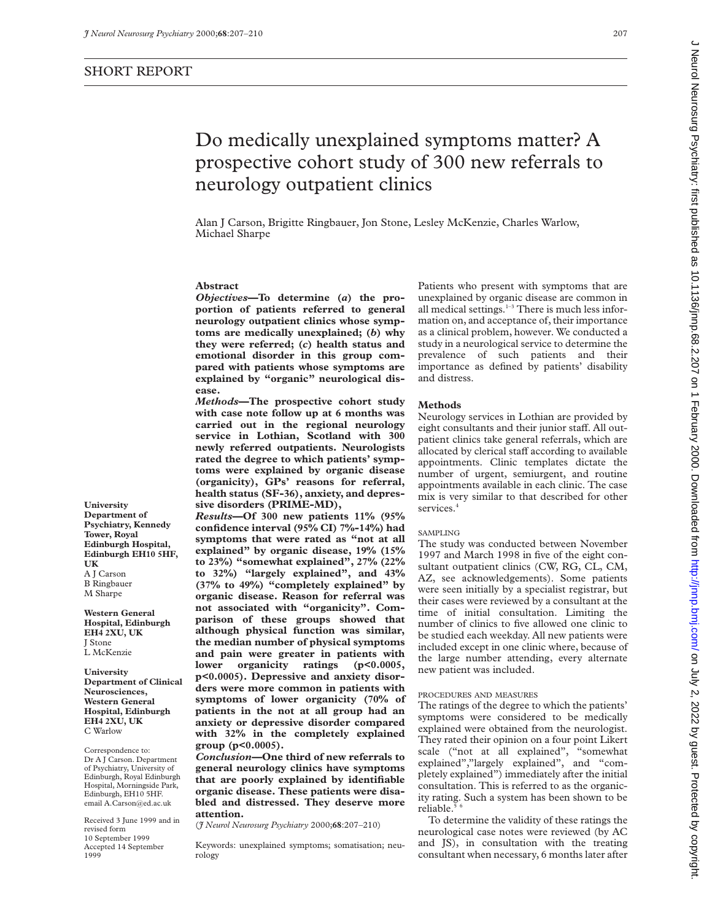SHORT REPORT

# Do medically unexplained symptoms matter? A prospective cohort study of 300 new referrals to neurology outpatient clinics

Alan J Carson, Brigitte Ringbauer, Jon Stone, Lesley McKenzie, Charles Warlow, Michael Sharpe

University Department of Psychiatry, Kennedy Tower, Royal Edinburgh Hospital, Edinburgh EH10 5HF, UK
A J Carson
B Ringbauer
M Sharpe

Western General Hospital, Edinburgh EH4 2XU, UK
J Stone
L McKenzie

University Department of Clinical Neurosciences, Western General Hospital, Edinburgh EH4 2XU, UK
C Warlow

Correspondence to: Dr A J Carson. Department of Psychiatry, University of Edinburgh, Royal Edinburgh Hospital, Morningside Park, Edinburgh, EH10 5HF. email A.Carson@ed.ac.uk

Received 3 June 1999 and in revised form 10 September 1999
Accepted 14 September 1999

## Abstract

***Objectives*—To determine (*a*) the proportion of patients referred to general neurology outpatient clinics whose symptoms are medically unexplained; (*b*) why they were referred; (*c*) health status and emotional disorder in this group compared with patients whose symptoms are explained by "organic" neurological disease.**

***Methods*—The prospective cohort study with case note follow up at 6 months was carried out in the regional neurology service in Lothian, Scotland with 300 newly referred outpatients. Neurologists rated the degree to which patients' symptoms were explained by organic disease (organicity), GPs' reasons for referral, health status (SF-36), anxiety, and depressive disorders (PRIME-MD),**

***Results*—Of 300 new patients 11% (95% confidence interval (95% CI) 7%-14%) had symptoms that were rated as "not at all explained" by organic disease, 19% (15% to 23%) "somewhat explained", 27% (22% to 32%) "largely explained", and 43% (37% to 49%) "completely explained" by organic disease. Reason for referral was not associated with "organicity". Comparison of these groups showed that although physical function was similar, the median number of physical symptoms and pain were greater in patients with lower organicity ratings ($p<0.0005$, $p<0.0005$). Depressive and anxiety disorders were more common in patients with symptoms of lower organicity (70% of patients in the not at all group had an anxiety or depressive disorder compared with 32% in the completely explained group ($p<0.0005$).**

***Conclusion*—One third of new referrals to general neurology clinics have symptoms that are poorly explained by identifiable organic disease. These patients were disabled and distressed. They deserve more attention.**

(*J Neurol Neurosurg Psychiatry* 2000;**68**:207–210)

Keywords: unexplained symptoms; somatisation; neurology

Patients who present with symptoms that are unexplained by organic disease are common in all medical settings.[1–3] There is much less information on, and acceptance of, their importance as a clinical problem, however. We conducted a study in a neurological service to determine the prevalence of such patients and their importance as defined by patients' disability and distress.

## Methods

Neurology services in Lothian are provided by eight consultants and their junior staff. All outpatient clinics take general referrals, which are allocated by clerical staff according to available appointments. Clinic templates dictate the number of urgent, semiurgent, and routine appointments available in each clinic. The case mix is very similar to that described for other services.[4]

### SAMPLING

The study was conducted between November 1997 and March 1998 in five of the eight consultant outpatient clinics (CW, RG, CL, CM, AZ, see acknowledgements). Some patients were seen initially by a specialist registrar, but their cases were reviewed by a consultant at the time of initial consultation. Limiting the number of clinics to five allowed one clinic to be studied each weekday. All new patients were included except in one clinic where, because of the large number attending, every alternate new patient was included.

### PROCEDURES AND MEASURES

The ratings of the degree to which the patients' symptoms were considered to be medically explained were obtained from the neurologist. They rated their opinion on a four point Likert scale ("not at all explained", "somewhat explained","largely explained", and "completely explained") immediately after the initial consultation. This is referred to as the organicity rating. Such a system has been shown to be reliable.[5 6]

To determine the validity of these ratings the neurological case notes were reviewed (by AC and JS), in consultation with the treating consultant when necessary, 6 months later after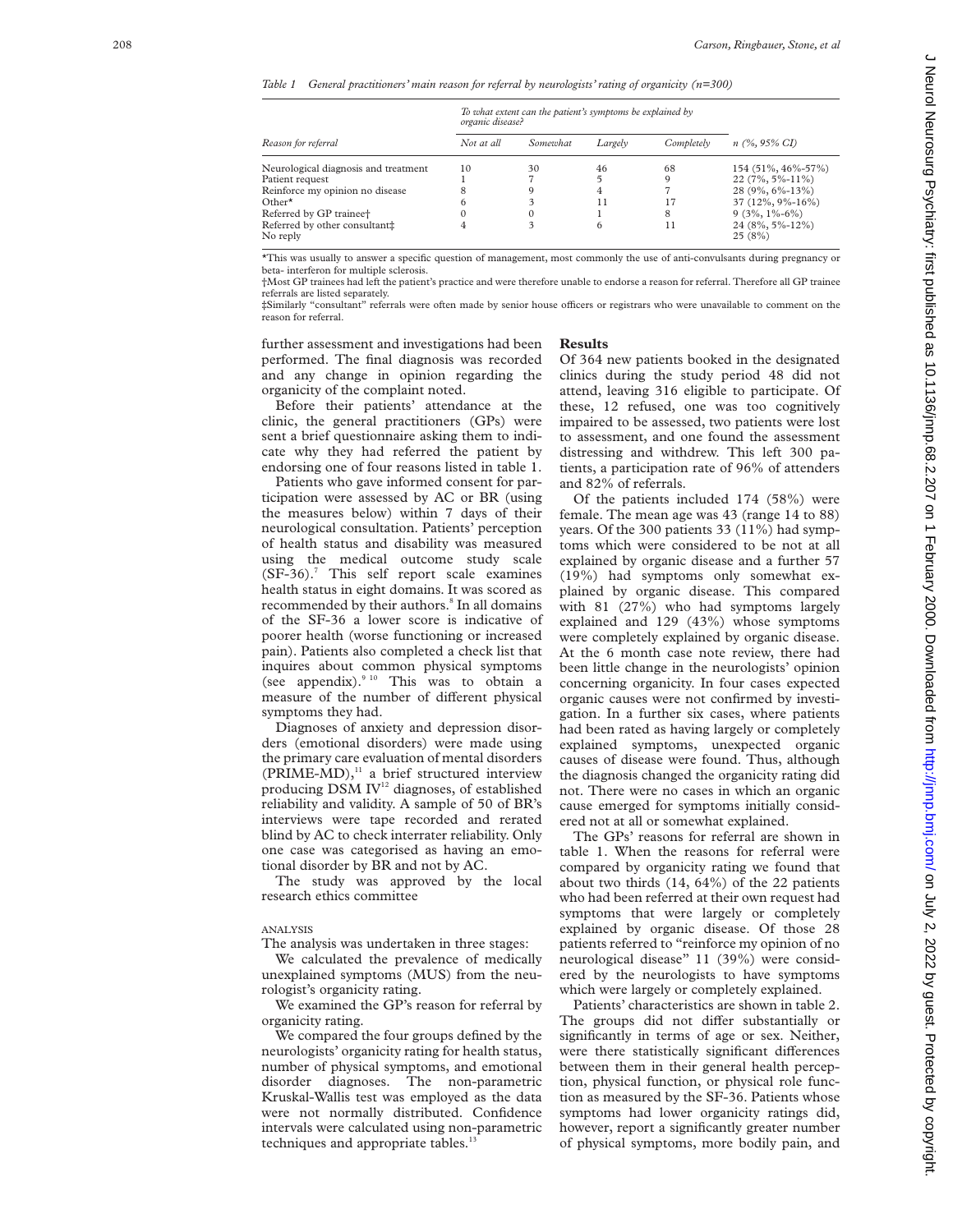*Table 1 General practitioners' main reason for referral by neurologists' rating of organicity (n=300)*

| Reason for referral | *To what extent can the patient's symptoms be explained by organic disease?* | | | | n (%, 95% CI) |
|---|---|---|---|---|---|
| | Not at all | Somewhat | Largely | Completely | |
| Neurological diagnosis and treatment | 10 | 30 | 46 | 68 | 154 (51%, 46%-57%) |
| Patient request | 1 | 7 | 5 | 9 | 22 (7%, 5%-11%) |
| Reinforce my opinion no disease | 8 | 9 | 4 | 7 | 28 (9%, 6%-13%) |
| Other* | 6 | 3 | 11 | 17 | 37 (12%, 9%-16%) |
| Referred by GP trainee† | 0 | 0 | 1 | 8 | 9 (3%, 1%-6%) |
| Referred by other consultant‡ | 4 | 3 | 6 | 11 | 24 (8%, 5%-12%) |
| No reply | | | | | 25 (8%) |

*This was usually to answer a specific question of management, most commonly the use of anti-convulsants during pregnancy or beta- interferon for multiple sclerosis.
†Most GP trainees had left the patient's practice and were therefore unable to endorse a reason for referral. Therefore all GP trainee referrals are listed separately.
‡Similarly "consultant" referrals were often made by senior house officers or registrars who were unavailable to comment on the reason for referral.

further assessment and investigations had been performed. The final diagnosis was recorded and any change in opinion regarding the organicity of the complaint noted.

Before their patients' attendance at the clinic, the general practitioners (GPs) were sent a brief questionnaire asking them to indicate why they had referred the patient by endorsing one of four reasons listed in table 1.

Patients who gave informed consent for participation were assessed by AC or BR (using the measures below) within 7 days of their neurological consultation. Patients' perception of health status and disability was measured using the medical outcome study scale (SF-36).[7] This self report scale examines health status in eight domains. It was scored as recommended by their authors.[8] In all domains of the SF-36 a lower score is indicative of poorer health (worse functioning or increased pain). Patients also completed a check list that inquires about common physical symptoms (see appendix).[9 10] This was to obtain a measure of the number of different physical symptoms they had.

Diagnoses of anxiety and depression disorders (emotional disorders) were made using the primary care evaluation of mental disorders (PRIME-MD),[11] a brief structured interview producing DSM IV[12] diagnoses, of established reliability and validity. A sample of 50 of BR's interviews were tape recorded and rerated blind by AC to check interrater reliability. Only one case was categorised as having an emotional disorder by BR and not by AC.

The study was approved by the local research ethics committee

### ANALYSIS

The analysis was undertaken in three stages:

We calculated the prevalence of medically unexplained symptoms (MUS) from the neurologist's organicity rating.

We examined the GP's reason for referral by organicity rating.

We compared the four groups defined by the neurologists' organicity rating for health status, number of physical symptoms, and emotional disorder diagnoses. The non-parametric Kruskal-Wallis test was employed as the data were not normally distributed. Confidence intervals were calculated using non-parametric techniques and appropriate tables.[13]

## Results

Of 364 new patients booked in the designated clinics during the study period 48 did not attend, leaving 316 eligible to participate. Of these, 12 refused, one was too cognitively impaired to be assessed, two patients were lost to assessment, and one found the assessment distressing and withdrew. This left 300 patients, a participation rate of 96% of attenders and 82% of referrals.

Of the patients included 174 (58%) were female. The mean age was 43 (range 14 to 88) years. Of the 300 patients 33 (11%) had symptoms which were considered to be not at all explained by organic disease and a further 57 (19%) had symptoms only somewhat explained by organic disease. This compared with 81 (27%) who had symptoms largely explained and 129 (43%) whose symptoms were completely explained by organic disease. At the 6 month case note review, there had been little change in the neurologists' opinion concerning organicity. In four cases expected organic causes were not confirmed by investigation. In a further six cases, where patients had been rated as having largely or completely explained symptoms, unexpected organic causes of disease were found. Thus, although the diagnosis changed the organicity rating did not. There were no cases in which an organic cause emerged for symptoms initially considered not at all or somewhat explained.

The GPs' reasons for referral are shown in table 1. When the reasons for referral were compared by organicity rating we found that about two thirds (14, 64%) of the 22 patients who had been referred at their own request had symptoms that were largely or completely explained by organic disease. Of those 28 patients referred to "reinforce my opinion of no neurological disease" 11 (39%) were considered by the neurologists to have symptoms which were largely or completely explained.

Patients' characteristics are shown in table 2. The groups did not differ substantially or significantly in terms of age or sex. Neither, were there statistically significant differences between them in their general health perception, physical function, or physical role function as measured by the SF-36. Patients whose symptoms had lower organicity ratings did, however, report a significantly greater number of physical symptoms, more bodily pain, and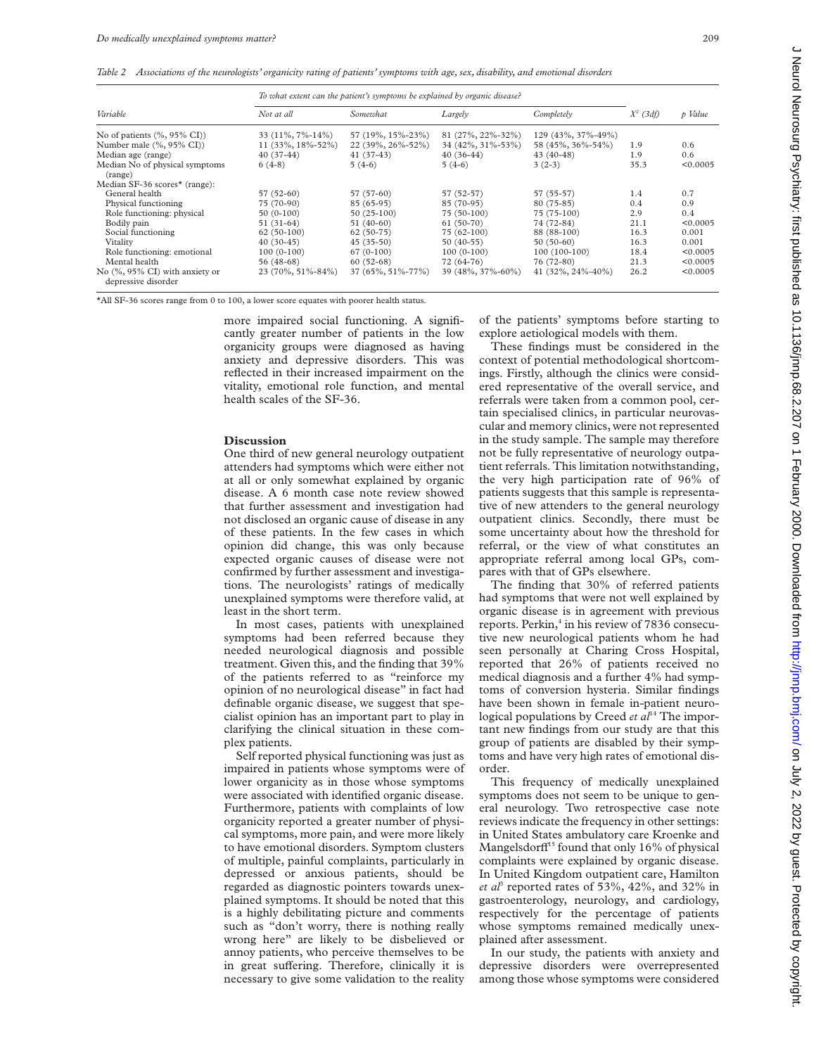*Table 2 Associations of the neurologists' organicity rating of patients' symptoms with age, sex, disability, and emotional disorders*

| Variable | To what extent can the patient's symptoms be explained by organic disease? | | | | | |
|---|---|---|---|---|---|---|
| | Not at all | Somewhat | Largely | Completely | $X^2$ (3df) | p Value |
| No of patients (%, 95% CI) | 33 (11%, 7%-14%) | 57 (19%, 15%-23%) | 81 (27%, 22%-32%) | 129 (43%, 37%-49%) | | |
| Number male (%, 95% CI) | 11 (33%, 18%-52%) | 22 (39%, 26%-52%) | 34 (42%, 31%-53%) | 58 (45%, 36%-54%) | 1.9 | 0.6 |
| Median age (range) | 40 (37-44) | 41 (37-43) | 40 (36-44) | 43 (40-48) | 1.9 | 0.6 |
| Median No of physical symptoms (range) | 6 (4-8) | 5 (4-6) | 5 (4-6) | 3 (2-3) | 35.3 | <0.0005 |
| Median SF-36 scores* (range): | | | | | | |
| General health | 57 (52-60) | 57 (57-60) | 57 (52-57) | 57 (55-57) | 1.4 | 0.7 |
| Physical functioning | 75 (70-90) | 85 (65-95) | 85 (70-95) | 80 (75-85) | 0.4 | 0.9 |
| Role functioning: physical | 50 (0-100) | 50 (25-100) | 75 (50-100) | 75 (75-100) | 2.9 | 0.4 |
| Bodily pain | 51 (31-64) | 51 (40-60) | 61 (50-70) | 74 (72-84) | 21.1 | <0.0005 |
| Social functioning | 62 (50-100) | 62 (50-75) | 75 (62-100) | 88 (88-100) | 16.3 | 0.001 |
| Vitality | 40 (30-45) | 45 (35-50) | 50 (40-55) | 50 (50-60) | 16.3 | 0.001 |
| Role functioning: emotional | 100 (0-100) | 67 (0-100) | 100 (0-100) | 100 (100-100) | 18.4 | <0.0005 |
| Mental health | 56 (48-68) | 60 (52-68) | 72 (64-76) | 76 (72-80) | 21.3 | <0.0005 |
| No (%, 95% CI) with anxiety or depressive disorder | 23 (70%, 51%-84%) | 37 (65%, 51%-77%) | 39 (48%, 37%-60%) | 41 (32%, 24%-40%) | 26.2 | <0.0005 |

*All SF-36 scores range from 0 to 100, a lower score equates with poorer health status.

more impaired social functioning. A significantly greater number of patients in the low organicity groups were diagnosed as having anxiety and depressive disorders. This was reflected in their increased impairment on the vitality, emotional role function, and mental health scales of the SF-36.

## Discussion

One third of new general neurology outpatient attenders had symptoms which were either not at all or only somewhat explained by organic disease. A 6 month case note review showed that further assessment and investigation had not disclosed an organic cause of disease in any of these patients. In the few cases in which opinion did change, this was only because expected organic causes of disease were not confirmed by further assessment and investigations. The neurologists' ratings of medically unexplained symptoms were therefore valid, at least in the short term.

In most cases, patients with unexplained symptoms had been referred because they needed neurological diagnosis and possible treatment. Given this, and the finding that 39% of the patients referred to as "reinforce my opinion of no neurological disease" in fact had definable organic disease, we suggest that specialist opinion has an important part to play in clarifying the clinical situation in these complex patients.

Self reported physical functioning was just as impaired in patients whose symptoms were of lower organicity as in those whose symptoms were associated with identified organic disease. Furthermore, patients with complaints of low organicity reported a greater number of physical symptoms, more pain, and were more likely to have emotional disorders. Symptom clusters of multiple, painful complaints, particularly in depressed or anxious patients, should be regarded as diagnostic pointers towards unexplained symptoms. It should be noted that this is a highly debilitating picture and comments such as "don't worry, there is nothing really wrong here" are likely to be disbelieved or annoy patients, who perceive themselves to be in great suffering. Therefore, clinically it is necessary to give some validation to the reality of the patients' symptoms before starting to explore aetiological models with them.

These findings must be considered in the context of potential methodological shortcomings. Firstly, although the clinics were considered representative of the overall service, and referrals were taken from a common pool, certain specialised clinics, in particular neurovascular and memory clinics, were not represented in the study sample. The sample may therefore not be fully representative of neurology outpatient referrals. This limitation notwithstanding, the very high participation rate of 96% of patients suggests that this sample is representative of new attenders to the general neurology outpatient clinics. Secondly, there must be some uncertainty about how the threshold for referral, or the view of what constitutes an appropriate referral among local GPs, compares with that of GPs elsewhere.

The finding that 30% of referred patients had symptoms that were not well explained by organic disease is in agreement with previous reports. Perkin,[4] in his review of 7836 consecutive new neurological patients whom he had seen personally at Charing Cross Hospital, reported that 26% of patients received no medical diagnosis and a further 4% had symptoms of conversion hysteria. Similar findings have been shown in female in-patient neurological populations by Creed *et al*[14] The important new findings from our study are that this group of patients are disabled by their symptoms and have very high rates of emotional disorder.

This frequency of medically unexplained symptoms does not seem to be unique to general neurology. Two retrospective case note reviews indicate the frequency in other settings: in United States ambulatory care Kroenke and Mangelsdorff[15] found that only 16% of physical complaints were explained by organic disease. In United Kingdom outpatient care, Hamilton *et al*[5] reported rates of 53%, 42%, and 32% in gastroenterology, neurology, and cardiology, respectively for the percentage of patients whose symptoms remained medically unexplained after assessment.

In our study, the patients with anxiety and depressive disorders were overrepresented among those whose symptoms were considered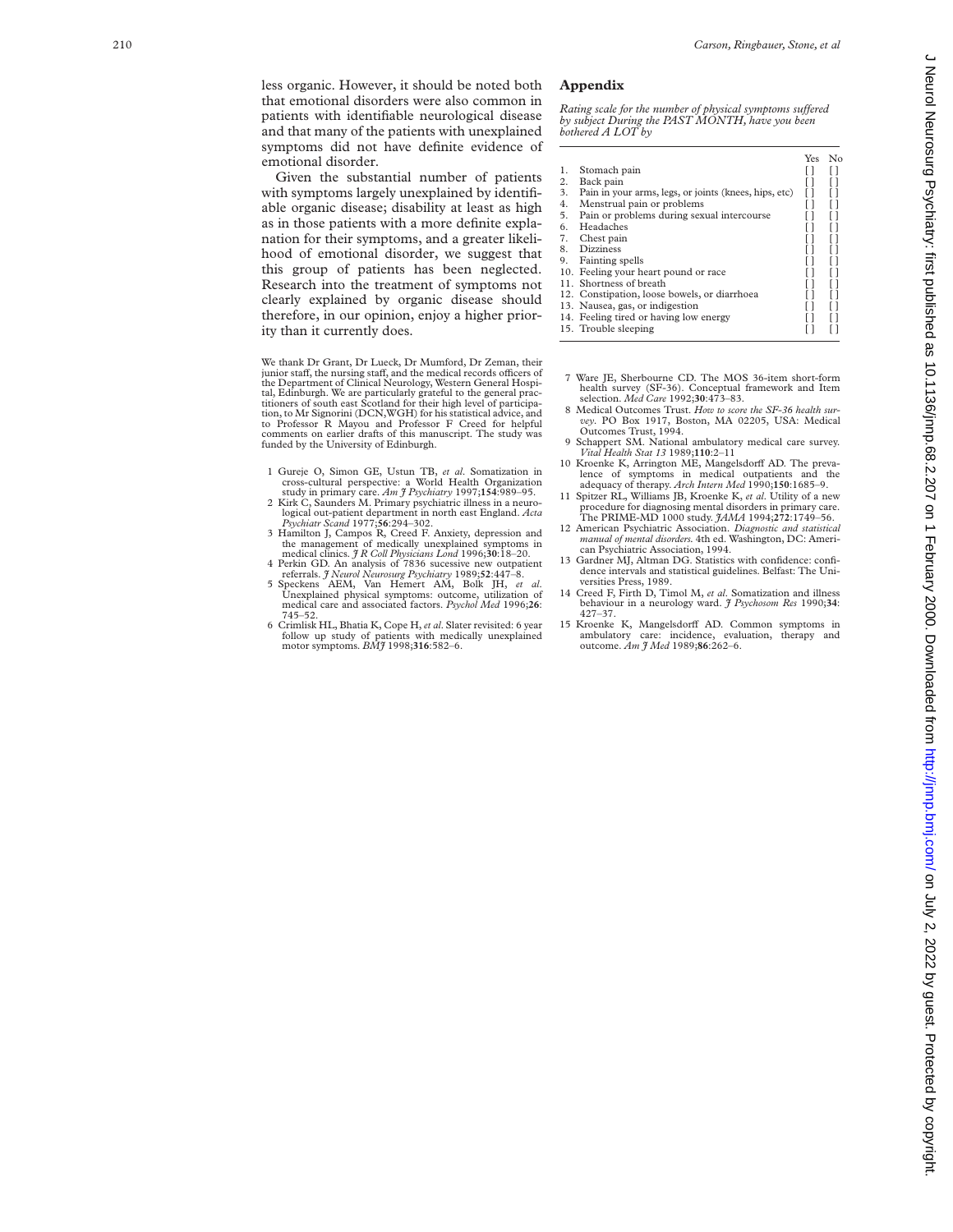less organic. However, it should be noted both that emotional disorders were also common in patients with identifiable neurological disease and that many of the patients with unexplained symptoms did not have definite evidence of emotional disorder.

Given the substantial number of patients with symptoms largely unexplained by identifiable organic disease; disability at least as high as in those patients with a more definite explanation for their symptoms, and a greater likelihood of emotional disorder, we suggest that this group of patients has been neglected. Research into the treatment of symptoms not clearly explained by organic disease should therefore, in our opinion, enjoy a higher priority than it currently does.

We thank Dr Grant, Dr Lueck, Dr Mumford, Dr Zeman, their junior staff, the nursing staff, and the medical records officers of the Department of Clinical Neurology, Western General Hospital, Edinburgh. We are particularly grateful to the general practitioners of south east Scotland for their high level of participation, to Mr Signorini (DCN,WGH) for his statistical advice, and to Professor R Mayou and Professor F Creed for helpful comments on earlier drafts of this manuscript. The study was funded by the University of Edinburgh.

1 Gureje O, Simon GE, Ustun TB, *et al*. Somatization in cross-cultural perspective: a World Health Organization study in primary care. *Am J Psychiatry* 1997;**154**:989–95.
2 Kirk C, Saunders M. Primary psychiatric illness in a neurological out-patient department in north east England. *Acta Psychiatr Scand* 1977;**56**:294–302.
3 Hamilton J, Campos R, Creed F. Anxiety, depression and the management of medically unexplained symptoms in medical clinics. *J R Coll Physicians Lond* 1996;**30**:18–20.
4 Perkin GD. An analysis of 7836 sucessive new outpatient referrals. *J Neurol Neurosurg Psychiatry* 1989;**52**:447–8.
5 Speckens AEM, Van Hemert AM, Bolk JH, *et al*. Unexplained physical symptoms: outcome, utilization of medical care and associated factors. *Psychol Med* 1996;**26**: 745–52.
6 Crimlisk HL, Bhatia K, Cope H, *et al*. Slater revisited: 6 year follow up study of patients with medically unexplained motor symptoms. *BMJ* 1998;**316**:582–6.

## Appendix

*Rating scale for the number of physical symptoms suffered by subject During the PAST MONTH, have you been bothered A LOT by*

| | | Yes | No |
|---|---|---|---|
| 1. | Stomach pain | [ ] | [ ] |
| 2. | Back pain | [ ] | [ ] |
| 3. | Pain in your arms, legs, or joints (knees, hips, etc) | [ ] | [ ] |
| 4. | Menstrual pain or problems | [ ] | [ ] |
| 5. | Pain or problems during sexual intercourse | [ ] | [ ] |
| 6. | Headaches | [ ] | [ ] |
| 7. | Chest pain | [ ] | [ ] |
| 8. | Dizziness | [ ] | [ ] |
| 9. | Fainting spells | [ ] | [ ] |
| 10. | Feeling your heart pound or race | [ ] | [ ] |
| 11. | Shortness of breath | [ ] | [ ] |
| 12. | Constipation, loose bowels, or diarrhoea | [ ] | [ ] |
| 13. | Nausea, gas, or indigestion | [ ] | [ ] |
| 14. | Feeling tired or having low energy | [ ] | [ ] |
| 15. | Trouble sleeping | [ ] | [ ] |

7 Ware JE, Sherbourne CD. The MOS 36-item short-form health survey (SF-36). Conceptual framework and Item selection. *Med Care* 1992;**30**:473–83.
8 Medical Outcomes Trust. *How to score the SF-36 health survey*. PO Box 1917, Boston, MA 02205, USA: Medical Outcomes Trust, 1994.
9 Schappert SM. National ambulatory medical care survey. *Vital Health Stat 13* 1989;**110**:2–11
10 Kroenke K, Arrington ME, Mangelsdorff AD. The prevalence of symptoms in medical outpatients and the adequacy of therapy. *Arch Intern Med* 1990;**150**:1685–9.
11 Spitzer RL, Williams JB, Kroenke K, *et al*. Utility of a new procedure for diagnosing mental disorders in primary care. The PRIME-MD 1000 study. *JAMA* 1994;**272**:1749–56.
12 American Psychiatric Association. *Diagnostic and statistical manual of mental disorders*. 4th ed. Washington, DC: American Psychiatric Association, 1994.
13 Gardner MJ, Altman DG. Statistics with confidence: confidence intervals and statistical guidelines. Belfast: The Universities Press, 1989.
14 Creed F, Firth D, Timol M, *et al*. Somatization and illness behaviour in a neurology ward. *J Psychosom Res* 1990;**34**: 427–37.
15 Kroenke K, Mangelsdorff AD. Common symptoms in ambulatory care: incidence, evaluation, therapy and outcome. *Am J Med* 1989;**86**:262–6.